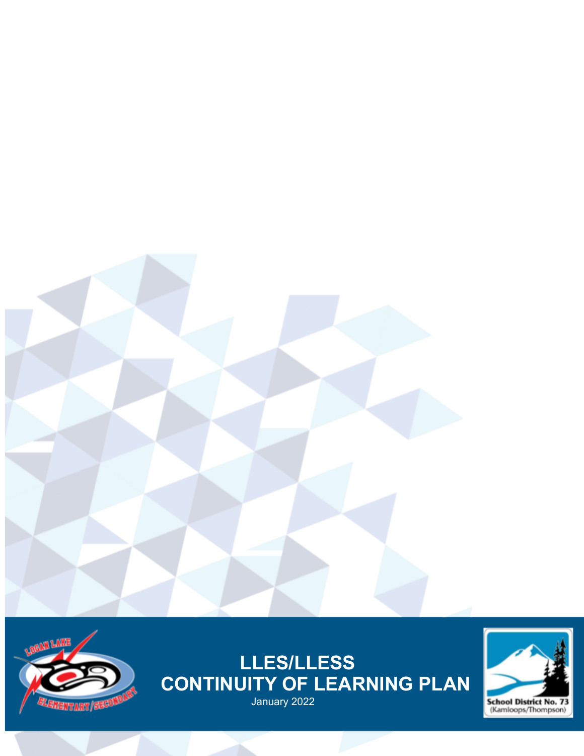# LLES/LLESS CONTINUITY OF LEARNING PLAN

January 2022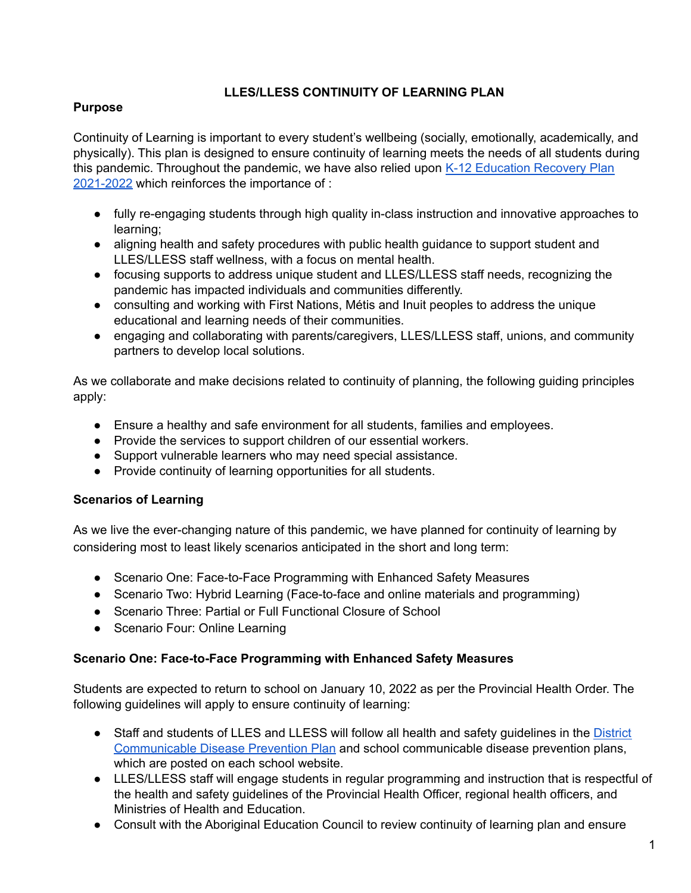# LLES/LLESS CONTINUITY OF LEARNING PLAN

## Purpose

Continuity of Learning is important to every student's wellbeing (socially, emotionally, academically, and physically). This plan is designed to ensure continuity of learning meets the needs of all students during this pandemic. Throughout the pandemic, we have also relied upon [K-12 Education Recovery Plan 2021-2022]() which reinforces the importance of :

- fully re-engaging students through high quality in-class instruction and innovative approaches to learning;
- aligning health and safety procedures with public health guidance to support student and LLES/LLESS staff wellness, with a focus on mental health.
- focusing supports to address unique student and LLES/LLESS staff needs, recognizing the pandemic has impacted individuals and communities differently.
- consulting and working with First Nations, Métis and Inuit peoples to address the unique educational and learning needs of their communities.
- engaging and collaborating with parents/caregivers, LLES/LLESS staff, unions, and community partners to develop local solutions.

As we collaborate and make decisions related to continuity of planning, the following guiding principles apply:

- Ensure a healthy and safe environment for all students, families and employees.
- Provide the services to support children of our essential workers.
- Support vulnerable learners who may need special assistance.
- Provide continuity of learning opportunities for all students.

## Scenarios of Learning

As we live the ever-changing nature of this pandemic, we have planned for continuity of learning by considering most to least likely scenarios anticipated in the short and long term:

- Scenario One: Face-to-Face Programming with Enhanced Safety Measures
- Scenario Two: Hybrid Learning (Face-to-face and online materials and programming)
- Scenario Three: Partial or Full Functional Closure of School
- Scenario Four: Online Learning

## Scenario One: Face-to-Face Programming with Enhanced Safety Measures

Students are expected to return to school on January 10, 2022 as per the Provincial Health Order. The following guidelines will apply to ensure continuity of learning:

- Staff and students of LLES and LLESS will follow all health and safety guidelines in the [District Communicable Disease Prevention Plan]() and school communicable disease prevention plans, which are posted on each school website.
- LLES/LLESS staff will engage students in regular programming and instruction that is respectful of the health and safety guidelines of the Provincial Health Officer, regional health officers, and Ministries of Health and Education.
- Consult with the Aboriginal Education Council to review continuity of learning plan and ensure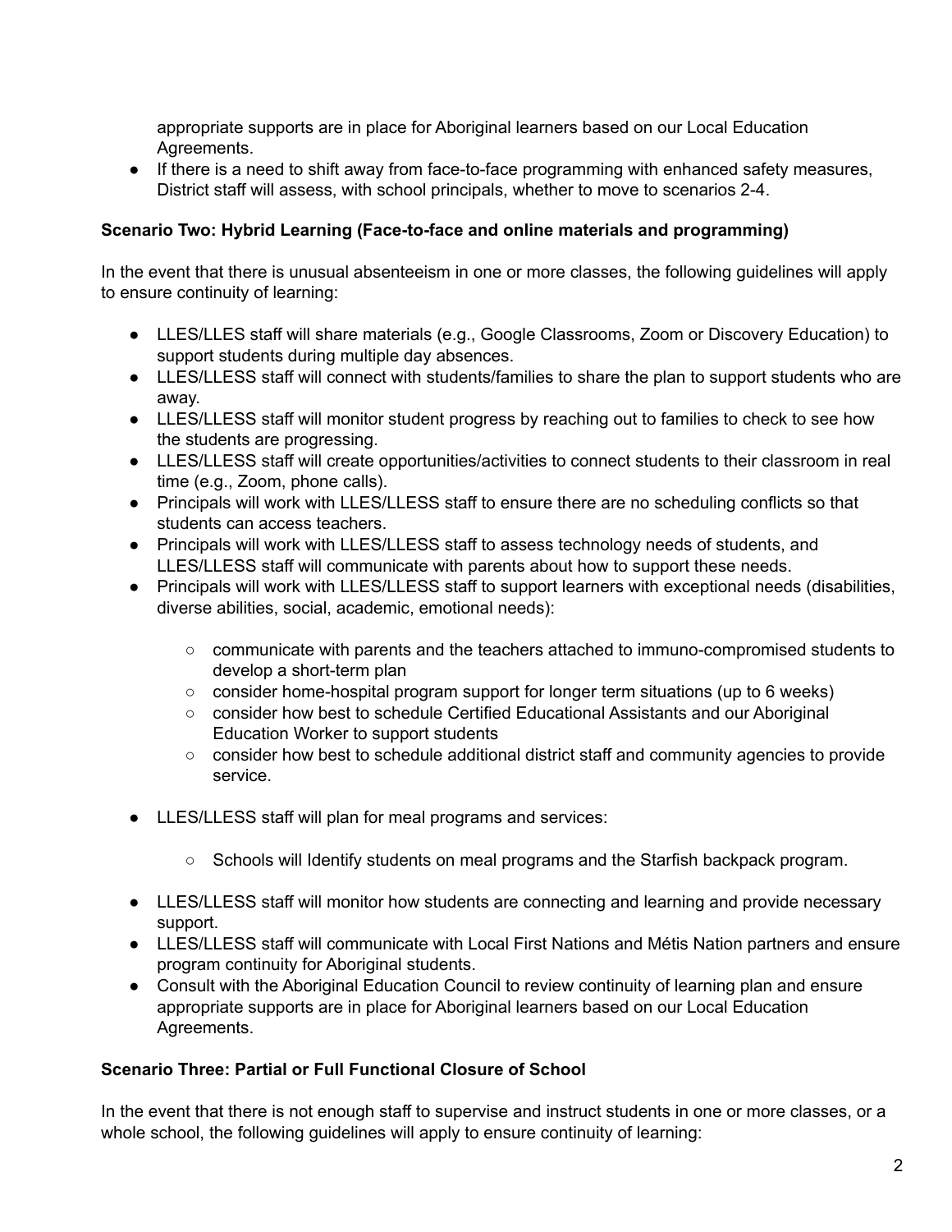appropriate supports are in place for Aboriginal learners based on our Local Education Agreements.

- If there is a need to shift away from face-to-face programming with enhanced safety measures, District staff will assess, with school principals, whether to move to scenarios 2-4.

**Scenario Two: Hybrid Learning (Face-to-face and online materials and programming)**

In the event that there is unusual absenteeism in one or more classes, the following guidelines will apply to ensure continuity of learning:

- LLES/LLES staff will share materials (e.g., Google Classrooms, Zoom or Discovery Education) to support students during multiple day absences.
- LLES/LLESS staff will connect with students/families to share the plan to support students who are away.
- LLES/LLESS staff will monitor student progress by reaching out to families to check to see how the students are progressing.
- LLES/LLESS staff will create opportunities/activities to connect students to their classroom in real time (e.g., Zoom, phone calls).
- Principals will work with LLES/LLESS staff to ensure there are no scheduling conflicts so that students can access teachers.
- Principals will work with LLES/LLESS staff to assess technology needs of students, and LLES/LLESS staff will communicate with parents about how to support these needs.
- Principals will work with LLES/LLESS staff to support learners with exceptional needs (disabilities, diverse abilities, social, academic, emotional needs):
    - communicate with parents and the teachers attached to immuno-compromised students to develop a short-term plan
    - consider home-hospital program support for longer term situations (up to 6 weeks)
    - consider how best to schedule Certified Educational Assistants and our Aboriginal Education Worker to support students
    - consider how best to schedule additional district staff and community agencies to provide service.
- LLES/LLESS staff will plan for meal programs and services:
    - Schools will Identify students on meal programs and the Starfish backpack program.
- LLES/LLESS staff will monitor how students are connecting and learning and provide necessary support.
- LLES/LLESS staff will communicate with Local First Nations and Métis Nation partners and ensure program continuity for Aboriginal students.
- Consult with the Aboriginal Education Council to review continuity of learning plan and ensure appropriate supports are in place for Aboriginal learners based on our Local Education Agreements.

**Scenario Three: Partial or Full Functional Closure of School**

In the event that there is not enough staff to supervise and instruct students in one or more classes, or a whole school, the following guidelines will apply to ensure continuity of learning: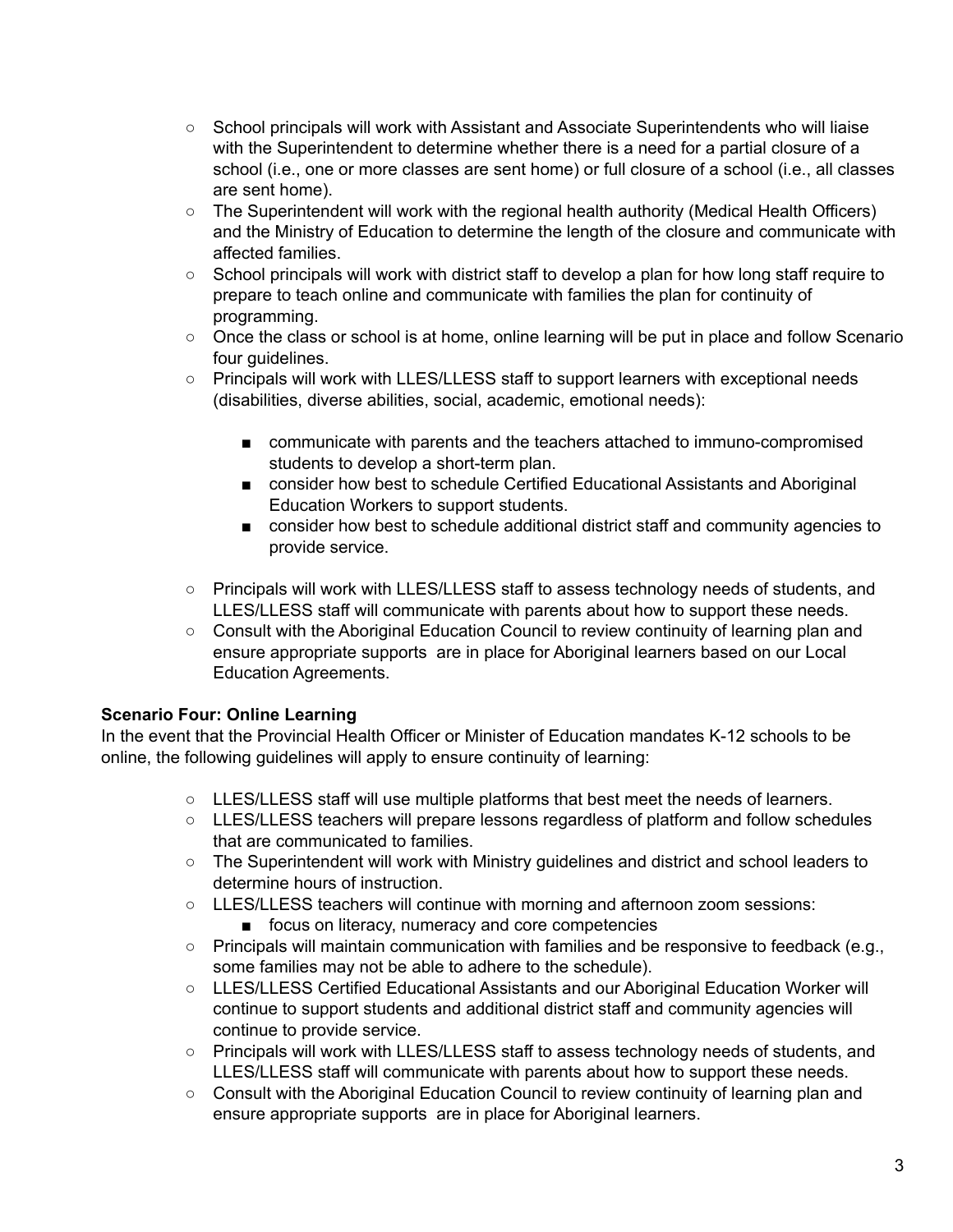- School principals will work with Assistant and Associate Superintendents who will liaise with the Superintendent to determine whether there is a need for a partial closure of a school (i.e., one or more classes are sent home) or full closure of a school (i.e., all classes are sent home).
- The Superintendent will work with the regional health authority (Medical Health Officers) and the Ministry of Education to determine the length of the closure and communicate with affected families.
- School principals will work with district staff to develop a plan for how long staff require to prepare to teach online and communicate with families the plan for continuity of programming.
- Once the class or school is at home, online learning will be put in place and follow Scenario four guidelines.
- Principals will work with LLES/LLESS staff to support learners with exceptional needs (disabilities, diverse abilities, social, academic, emotional needs):
  - communicate with parents and the teachers attached to immuno-compromised students to develop a short-term plan.
  - consider how best to schedule Certified Educational Assistants and Aboriginal Education Workers to support students.
  - consider how best to schedule additional district staff and community agencies to provide service.
- Principals will work with LLES/LLESS staff to assess technology needs of students, and LLES/LLESS staff will communicate with parents about how to support these needs.
- Consult with the Aboriginal Education Council to review continuity of learning plan and ensure appropriate supports are in place for Aboriginal learners based on our Local Education Agreements.

**Scenario Four: Online Learning**

In the event that the Provincial Health Officer or Minister of Education mandates K-12 schools to be online, the following guidelines will apply to ensure continuity of learning:

- LLES/LLESS staff will use multiple platforms that best meet the needs of learners.
- LLES/LLESS teachers will prepare lessons regardless of platform and follow schedules that are communicated to families.
- The Superintendent will work with Ministry guidelines and district and school leaders to determine hours of instruction.
- LLES/LLESS teachers will continue with morning and afternoon zoom sessions:
  - focus on literacy, numeracy and core competencies
- Principals will maintain communication with families and be responsive to feedback (e.g., some families may not be able to adhere to the schedule).
- LLES/LLESS Certified Educational Assistants and our Aboriginal Education Worker will continue to support students and additional district staff and community agencies will continue to provide service.
- Principals will work with LLES/LLESS staff to assess technology needs of students, and LLES/LLESS staff will communicate with parents about how to support these needs.
- Consult with the Aboriginal Education Council to review continuity of learning plan and ensure appropriate supports are in place for Aboriginal learners.